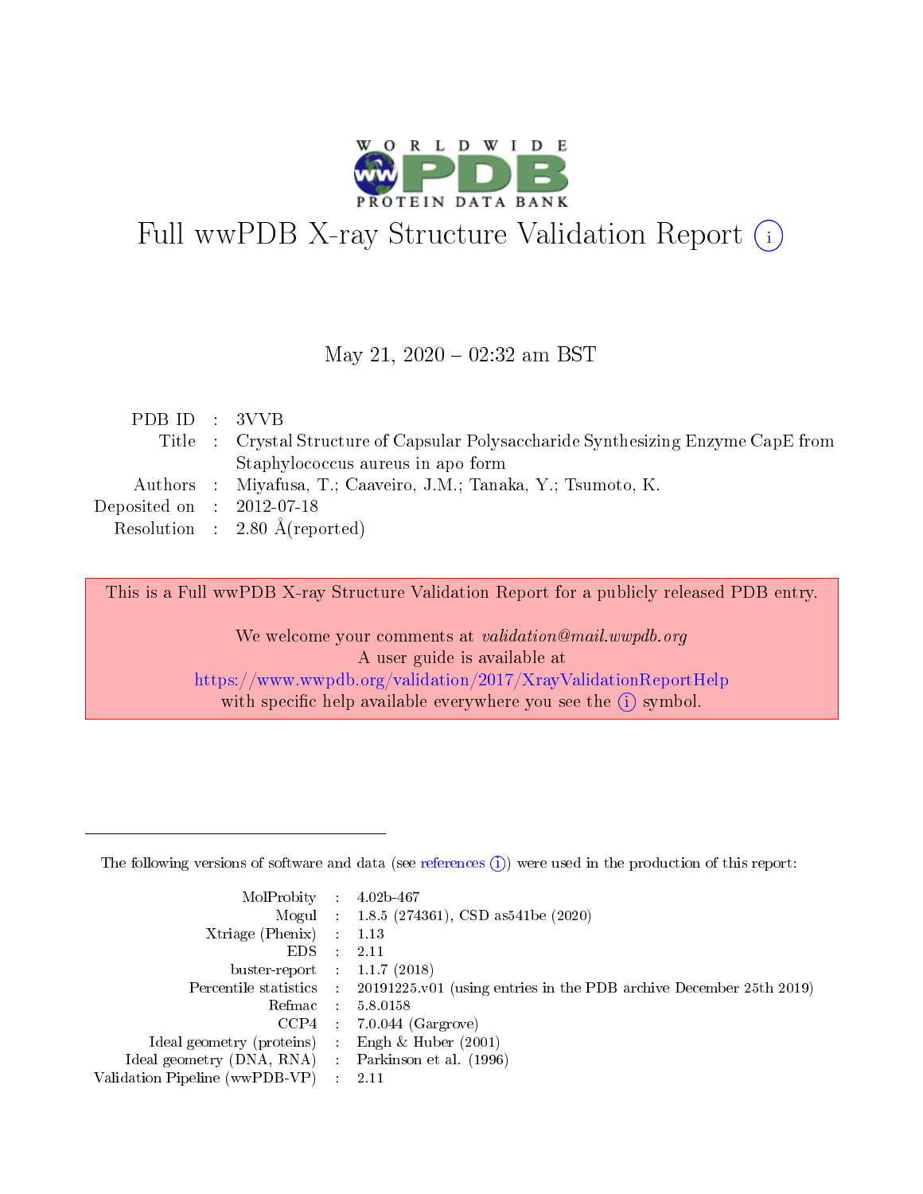# Full wwPDB X-ray Structure Validation Report (i)

May 21, 2020 – 02:32 am BST

| | | |
|---|---|---|
| PDB ID | : | 3VVB |
| Title | : | Crystal Structure of Capsular Polysaccharide Synthesizing Enzyme CapE from Staphylococcus aureus in apo form |
| Authors | : | Miyafusa, T.; Caaveiro, J.M.; Tanaka, Y.; Tsumoto, K. |
| Deposited on | : | 2012-07-18 |
| Resolution | : | 2.80 Å(reported) |

This is a Full wwPDB X-ray Structure Validation Report for a publicly released PDB entry.

We welcome your comments at *validation@mail.wwpdb.org*
A user guide is available at
https://www.wwpdb.org/validation/2017/XrayValidationReportHelp
with specific help available everywhere you see the (i) symbol.

---

The following versions of software and data (see references (i)) were used in the production of this report:

| | | |
|---|---|---|
| MolProbity | : | 4.02b-467 |
| Mogul | : | 1.8.5 (274361), CSD as541be (2020) |
| Xtriage (Phenix) | : | 1.13 |
| EDS | : | 2.11 |
| buster-report | : | 1.1.7 (2018) |
| Percentile statistics | : | 20191225.v01 (using entries in the PDB archive December 25th 2019) |
| Refmac | : | 5.8.0158 |
| CCP4 | : | 7.0.044 (Gargrove) |
| Ideal geometry (proteins) | : | Engh & Huber (2001) |
| Ideal geometry (DNA, RNA) | : | Parkinson et al. (1996) |
| Validation Pipeline (wwPDB-VP) | : | 2.11 |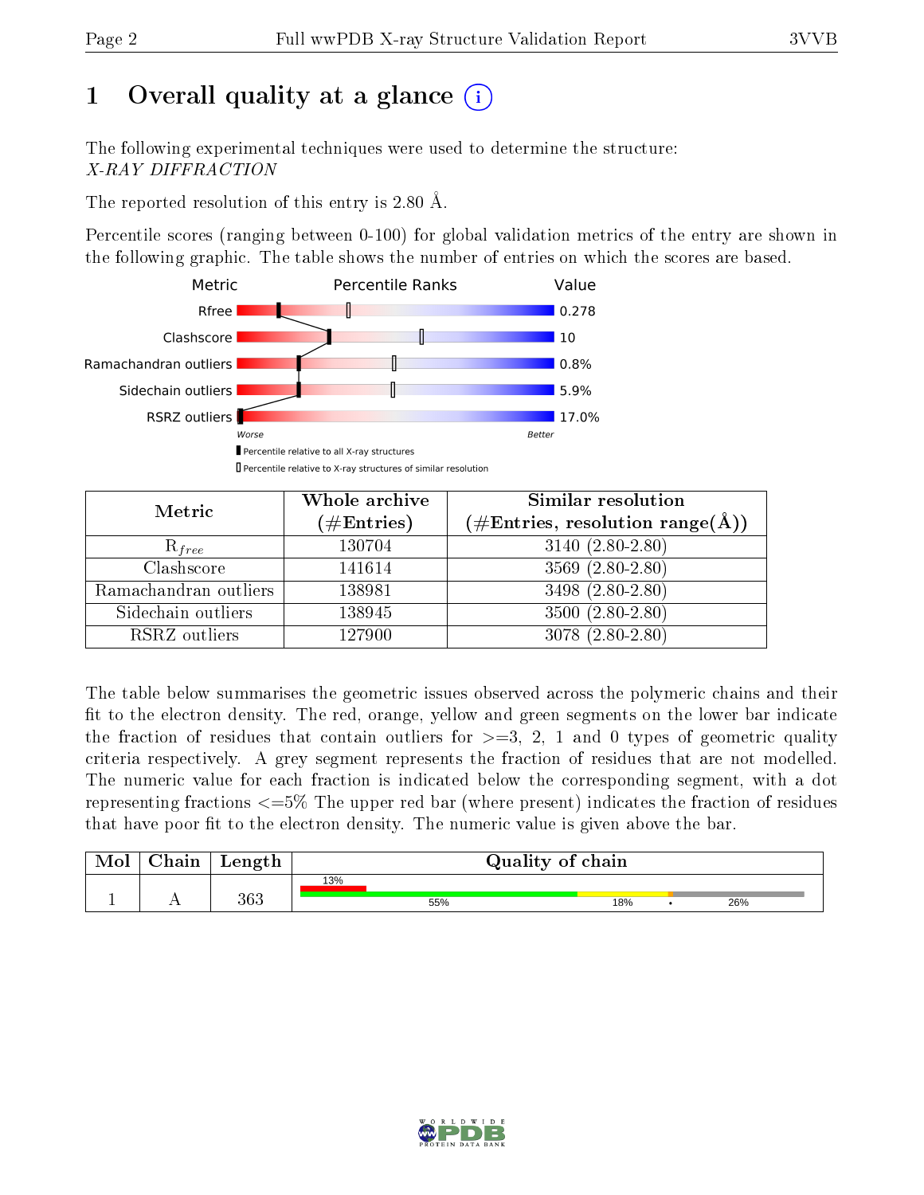# 1 Overall quality at a glance (i)

The following experimental techniques were used to determine the structure:
*X-RAY DIFFRACTION*

The reported resolution of this entry is 2.80 Å.

Percentile scores (ranging between 0-100) for global validation metrics of the entry are shown in the following graphic. The table shows the number of entries on which the scores are based.

| Metric | Value |
|---|---|
| Rfree | 0.278 |
| Clashscore | 10 |
| Ramachandran outliers | 0.8% |
| Sidechain outliers | 5.9% |
| RSRZ outliers | 17.0% |

Worse — Better

▮ Percentile relative to all X-ray structures
▯ Percentile relative to X-ray structures of similar resolution

| Metric | Whole archive (#Entries) | Similar resolution (#Entries, resolution range(Å)) |
|---|---|---|
| $R_{free}$ | 130704 | 3140 (2.80-2.80) |
| Clashscore | 141614 | 3569 (2.80-2.80) |
| Ramachandran outliers | 138981 | 3498 (2.80-2.80) |
| Sidechain outliers | 138945 | 3500 (2.80-2.80) |
| RSRZ outliers | 127900 | 3078 (2.80-2.80) |

The table below summarises the geometric issues observed across the polymeric chains and their fit to the electron density. The red, orange, yellow and green segments on the lower bar indicate the fraction of residues that contain outliers for >=3, 2, 1 and 0 types of geometric quality criteria respectively. A grey segment represents the fraction of residues that are not modelled. The numeric value for each fraction is indicated below the corresponding segment, with a dot representing fractions <=5% The upper red bar (where present) indicates the fraction of residues that have poor fit to the electron density. The numeric value is given above the bar.

| Mol | Chain | Length | Quality of chain |
|---|---|---|---|
| 1 | A | 363 | 13% (poor fit); 55% / 18% / • / 26% |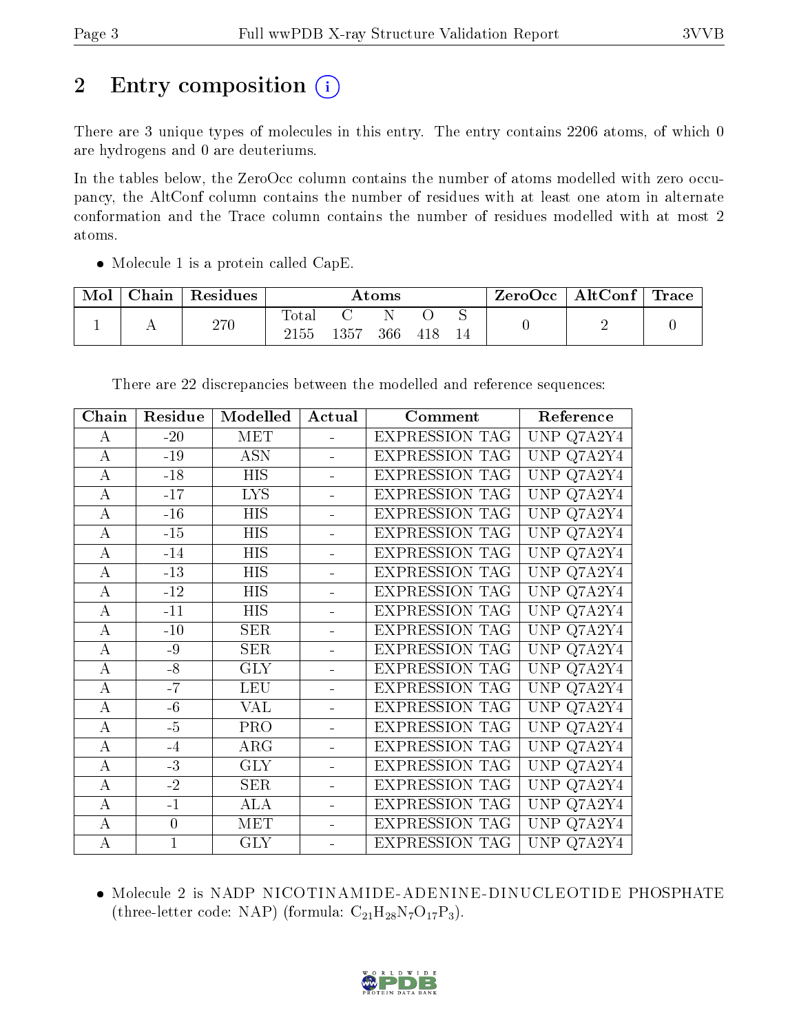# 2 Entry composition

There are 3 unique types of molecules in this entry. The entry contains 2206 atoms, of which 0 are hydrogens and 0 are deuteriums.

In the tables below, the ZeroOcc column contains the number of atoms modelled with zero occupancy, the AltConf column contains the number of residues with at least one atom in alternate conformation and the Trace column contains the number of residues modelled with at most 2 atoms.

- Molecule 1 is a protein called CapE.

| Mol | Chain | Residues | Atoms | | | | | ZeroOcc | AltConf | Trace |
|---|---|---|---|---|---|---|---|---|---|---|
| 1 | A | 270 | Total | C | N | O | S | 0 | 2 | 0 |
| | | | 2155 | 1357 | 366 | 418 | 14 | | | |

There are 22 discrepancies between the modelled and reference sequences:

| Chain | Residue | Modelled | Actual | Comment | Reference |
|---|---|---|---|---|---|
| A | -20 | MET | - | EXPRESSION TAG | UNP Q7A2Y4 |
| A | -19 | ASN | - | EXPRESSION TAG | UNP Q7A2Y4 |
| A | -18 | HIS | - | EXPRESSION TAG | UNP Q7A2Y4 |
| A | -17 | LYS | - | EXPRESSION TAG | UNP Q7A2Y4 |
| A | -16 | HIS | - | EXPRESSION TAG | UNP Q7A2Y4 |
| A | -15 | HIS | - | EXPRESSION TAG | UNP Q7A2Y4 |
| A | -14 | HIS | - | EXPRESSION TAG | UNP Q7A2Y4 |
| A | -13 | HIS | - | EXPRESSION TAG | UNP Q7A2Y4 |
| A | -12 | HIS | - | EXPRESSION TAG | UNP Q7A2Y4 |
| A | -11 | HIS | - | EXPRESSION TAG | UNP Q7A2Y4 |
| A | -10 | SER | - | EXPRESSION TAG | UNP Q7A2Y4 |
| A | -9 | SER | - | EXPRESSION TAG | UNP Q7A2Y4 |
| A | -8 | GLY | - | EXPRESSION TAG | UNP Q7A2Y4 |
| A | -7 | LEU | - | EXPRESSION TAG | UNP Q7A2Y4 |
| A | -6 | VAL | - | EXPRESSION TAG | UNP Q7A2Y4 |
| A | -5 | PRO | - | EXPRESSION TAG | UNP Q7A2Y4 |
| A | -4 | ARG | - | EXPRESSION TAG | UNP Q7A2Y4 |
| A | -3 | GLY | - | EXPRESSION TAG | UNP Q7A2Y4 |
| A | -2 | SER | - | EXPRESSION TAG | UNP Q7A2Y4 |
| A | -1 | ALA | - | EXPRESSION TAG | UNP Q7A2Y4 |
| A | 0 | MET | - | EXPRESSION TAG | UNP Q7A2Y4 |
| A | 1 | GLY | - | EXPRESSION TAG | UNP Q7A2Y4 |

- Molecule 2 is NADP NICOTINAMIDE-ADENINE-DINUCLEOTIDE PHOSPHATE (three-letter code: NAP) (formula: $C_{21}H_{28}N_{7}O_{17}P_{3}$).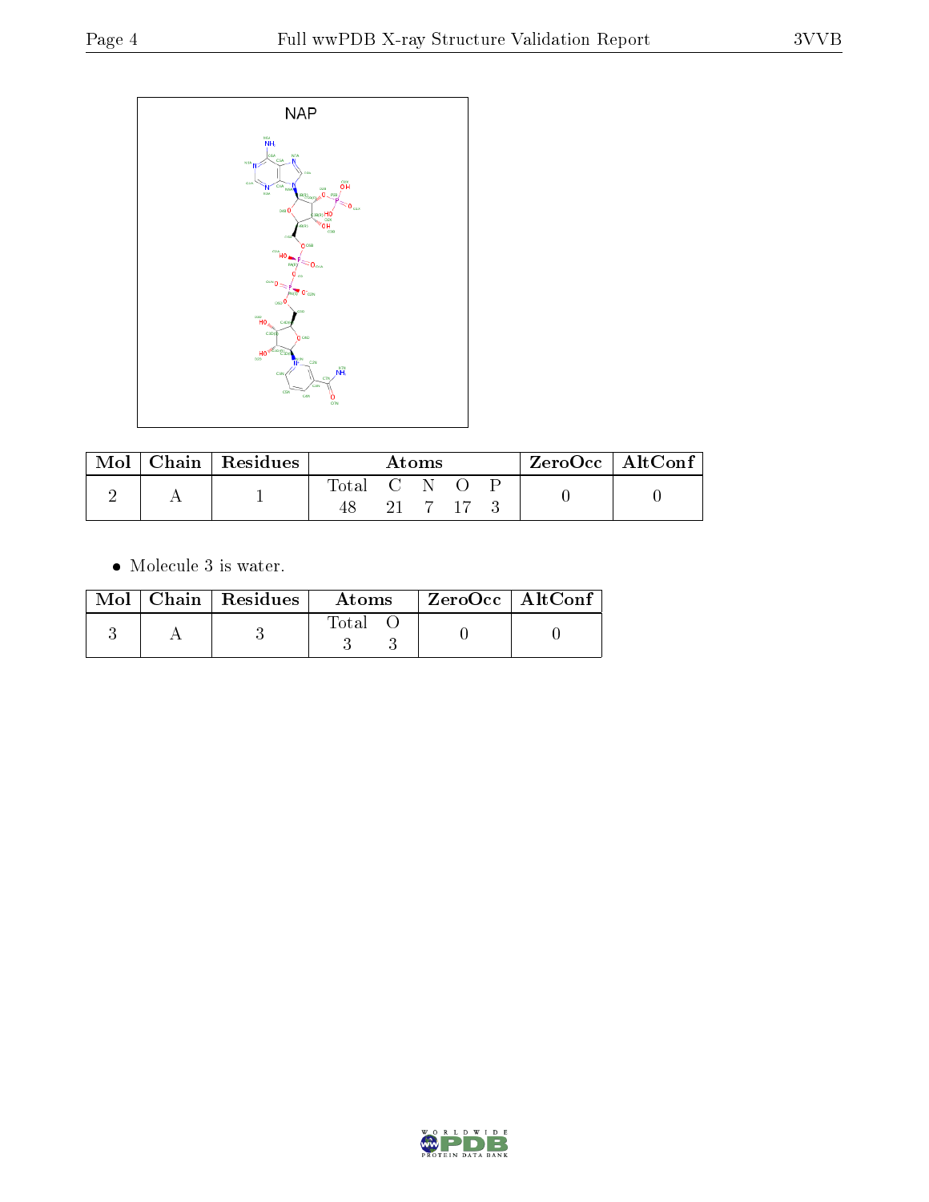NAP

| Mol | Chain | Residues | Atoms | | | | | ZeroOcc | AltConf |
|---|---|---|---|---|---|---|---|---|---|
| | | | Total | C | N | O | P | | |
| 2 | A | 1 | 48 | 21 | 7 | 17 | 3 | 0 | 0 |

- Molecule 3 is water.

| Mol | Chain | Residues | Atoms | | ZeroOcc | AltConf |
|---|---|---|---|---|---|---|
| | | | Total | O | | |
| 3 | A | 3 | 3 | 3 | 0 | 0 |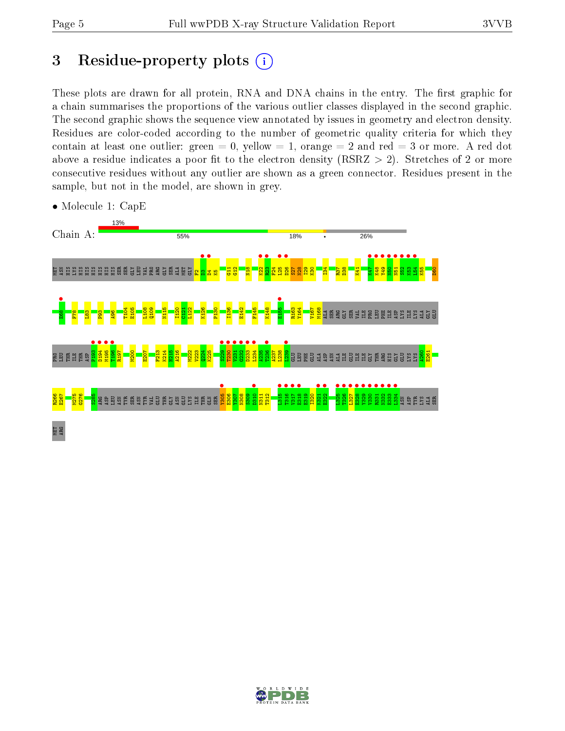# 3 Residue-property plots

These plots are drawn for all protein, RNA and DNA chains in the entry. The first graphic for a chain summarises the proportions of the various outlier classes displayed in the second graphic. The second graphic shows the sequence view annotated by issues in geometry and electron density. Residues are color-coded according to the number of geometric quality criteria for which they contain at least one outlier: green = 0, yellow = 1, orange = 2 and red = 3 or more. A red dot above a residue indicates a poor fit to the electron density (RSRZ > 2). Stretches of 2 or more consecutive residues without any outlier are shown as a green connector. Residues present in the sample, but not in the model, are shown in grey.

- Molecule 1: CapE

Chain A: 13% | 55% | 18% | • | 26%

MET ASN HIS LYS HIS HIS HIS HIS HIS HIS SER SER GLY LEU VAL PRO ARG GLY SER ALA MET GLY F2 D3 D4 K5 G11 G12 N18 K22 R23 F24 L25 D26 S27 N28 I29 K30 I34 R37 D38 K41 K47 K48 V49 N50 N51 S52 K53 L54 K55 D60 E68 F78 L83 P93 A96 T104 E105 L108 Q109 N115 I120 C121 L122 K126 P130 I136 E142 F145 K148 E155 R163 Y164 V167 M168 ALA SER ARG GLY SER VAL ILE PRO LEU PHE ILE ASP LYS ILE LYS ALA GLY GLU PRO LEU THR ILE THR ASP F193 D194 M195 T196 R197 M200 E207 F213 K214 N215 A216 M222 V223 Q224 K225 S229 T230 V231 G232 D233 L234 A235 T236 A237 L238 L239 GLU LEU PHE GLU ALA ASP ASN ALA ILE GLU ILE ILE GLY THR ARG HIS GLY GLU LYS LYS A260 E261 R266 E267 M275 G276 S285 ARG ASP LEU ASN TYR SER ASN TYR VAL GLU THR GLY ASN GLU LYS ILE THR GLN SER Y305 E306 Y307 N308 S309 D310 N311 T312 L315 T316 V317 E318 E319 I320 K321 E322 L325 T326 L327 E328 Y329 V330 R331 N332 E333 L334 ASN ASP TYR LYS ALA SER MET ARG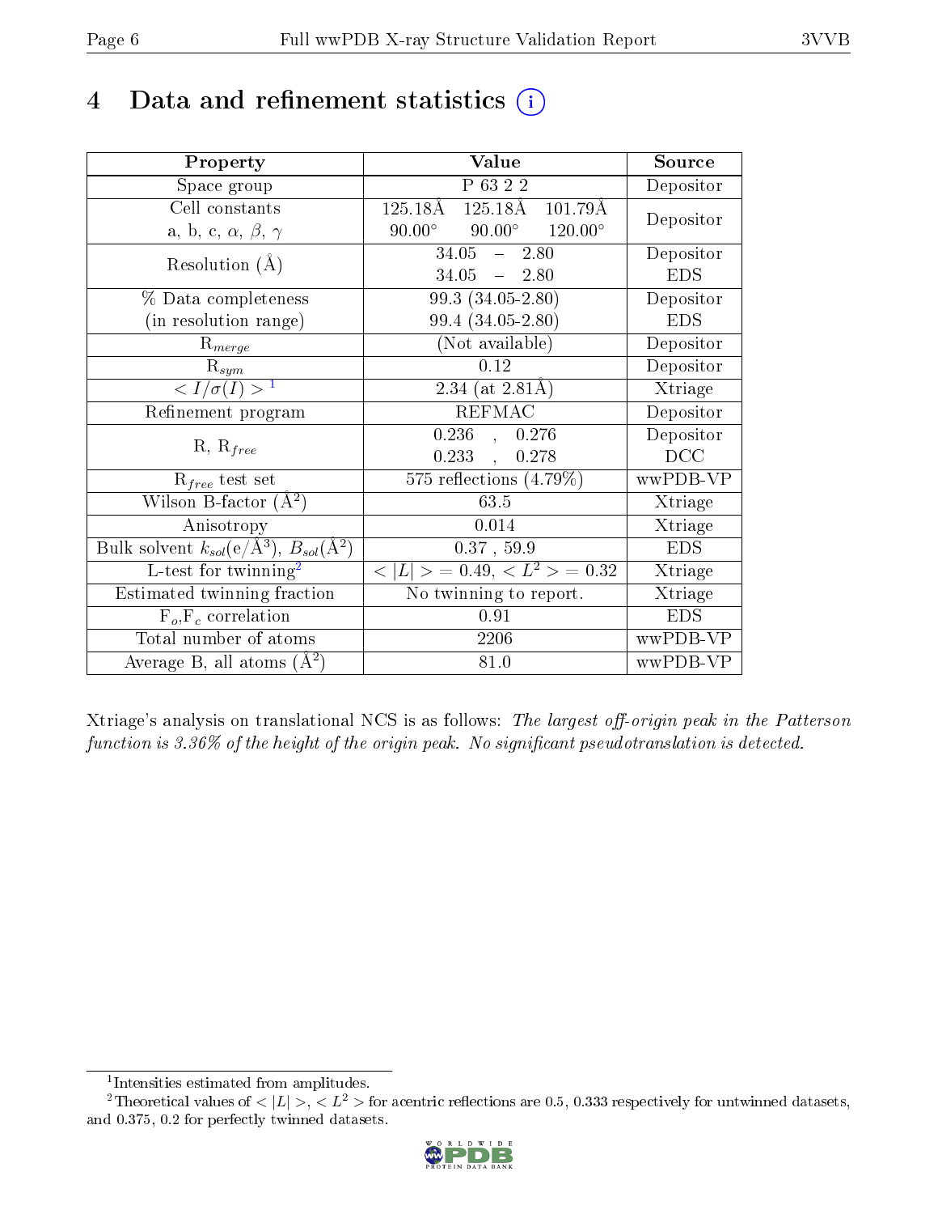# 4 Data and refinement statistics (i)

| Property | Value | Source |
|---|---|---|
| Space group | P 63 2 2 | Depositor |
| Cell constants<br>a, b, c, $\alpha$, $\beta$, $\gamma$ | 125.18Å 125.18Å 101.79Å<br>90.00° 90.00° 120.00° | Depositor |
| Resolution (Å) | 34.05 – 2.80<br>34.05 – 2.80 | Depositor<br>EDS |
| % Data completeness<br>(in resolution range) | 99.3 (34.05-2.80)<br>99.4 (34.05-2.80) | Depositor<br>EDS |
| $R_{merge}$ | (Not available) | Depositor |
| $R_{sym}$ | 0.12 | Depositor |
| $< I/\sigma(I) >$ [1] | 2.34 (at 2.81Å) | Xtriage |
| Refinement program | REFMAC | Depositor |
| R, $R_{free}$ | 0.236 , 0.276<br>0.233 , 0.278 | Depositor<br>DCC |
| $R_{free}$ test set | 575 reflections (4.79%) | wwPDB-VP |
| Wilson B-factor (Å$^2$) | 63.5 | Xtriage |
| Anisotropy | 0.014 | Xtriage |
| Bulk solvent $k_{sol}$(e/Å$^3$), $B_{sol}$(Å$^2$) | 0.37 , 59.9 | EDS |
| L-test for twinning[2] | $< \|L\| > = 0.49$, $< L^2 > = 0.32$ | Xtriage |
| Estimated twinning fraction | No twinning to report. | Xtriage |
| $F_o$,$F_c$ correlation | 0.91 | EDS |
| Total number of atoms | 2206 | wwPDB-VP |
| Average B, all atoms (Å$^2$) | 81.0 | wwPDB-VP |

Xtriage's analysis on translational NCS is as follows: *The largest off-origin peak in the Patterson function is 3.36% of the height of the origin peak. No significant pseudotranslation is detected.*

[1] Intensities estimated from amplitudes.

[2] Theoretical values of $< |L| >$, $< L^2 >$ for acentric reflections are 0.5, 0.333 respectively for untwinned datasets, and 0.375, 0.2 for perfectly twinned datasets.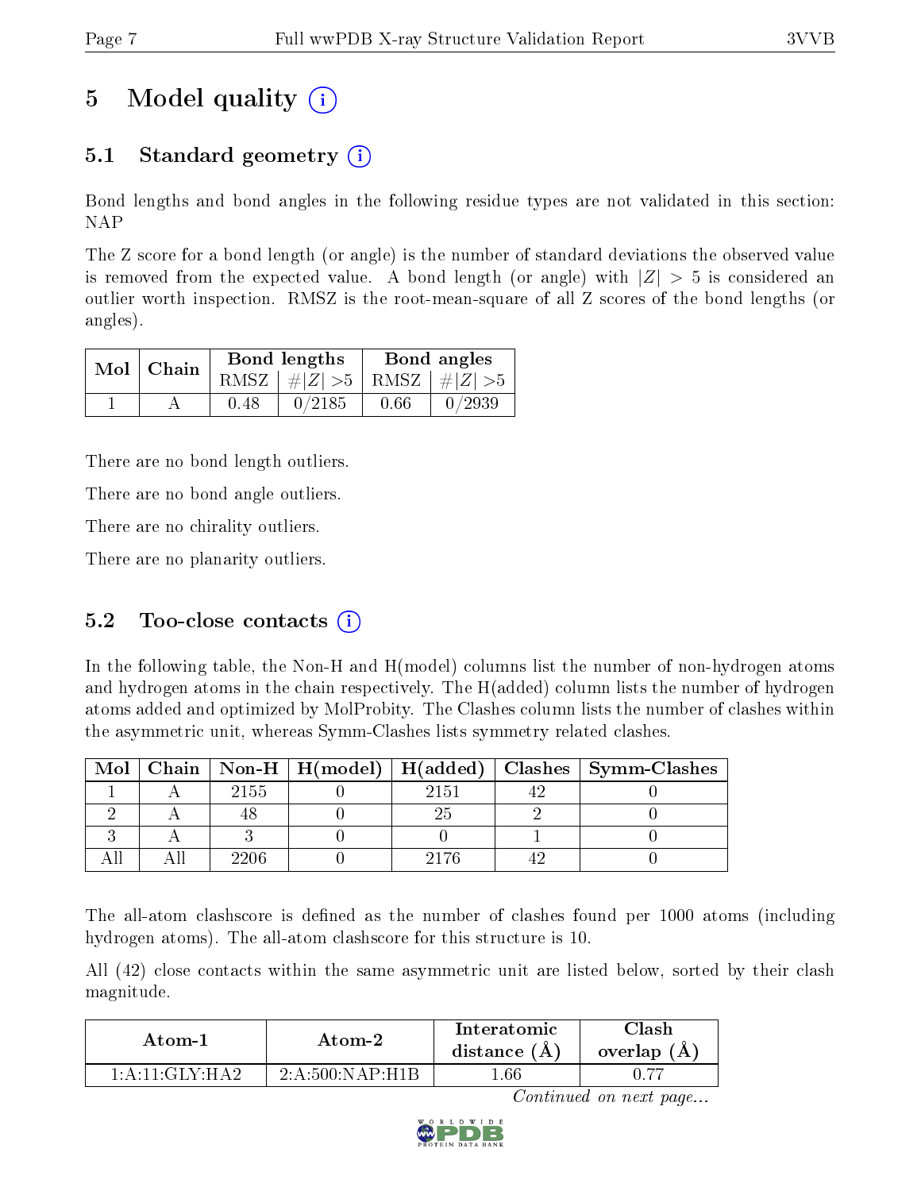# 5 Model quality (i)

## 5.1 Standard geometry (i)

Bond lengths and bond angles in the following residue types are not validated in this section: NAP

The Z score for a bond length (or angle) is the number of standard deviations the observed value is removed from the expected value. A bond length (or angle) with $|Z| > 5$ is considered an outlier worth inspection. RMSZ is the root-mean-square of all Z scores of the bond lengths (or angles).

| Mol | Chain | Bond lengths | | Bond angles | |
|---|---|---|---|---|---|
| | | RMSZ | #$\|Z\|$ >5 | RMSZ | #$\|Z\|$ >5 |
| 1 | A | 0.48 | 0/2185 | 0.66 | 0/2939 |

There are no bond length outliers.

There are no bond angle outliers.

There are no chirality outliers.

There are no planarity outliers.

## 5.2 Too-close contacts (i)

In the following table, the Non-H and H(model) columns list the number of non-hydrogen atoms and hydrogen atoms in the chain respectively. The H(added) column lists the number of hydrogen atoms added and optimized by MolProbity. The Clashes column lists the number of clashes within the asymmetric unit, whereas Symm-Clashes lists symmetry related clashes.

| Mol | Chain | Non-H | H(model) | H(added) | Clashes | Symm-Clashes |
|---|---|---|---|---|---|---|
| 1 | A | 2155 | 0 | 2151 | 42 | 0 |
| 2 | A | 48 | 0 | 25 | 2 | 0 |
| 3 | A | 3 | 0 | 0 | 1 | 0 |
| All | All | 2206 | 0 | 2176 | 42 | 0 |

The all-atom clashscore is defined as the number of clashes found per 1000 atoms (including hydrogen atoms). The all-atom clashscore for this structure is 10.

All (42) close contacts within the same asymmetric unit are listed below, sorted by their clash magnitude.

| Atom-1 | Atom-2 | Interatomic distance (Å) | Clash overlap (Å) |
|---|---|---|---|
| 1:A:11:GLY:HA2 | 2:A:500:NAP:H1B | 1.66 | 0.77 |

*Continued on next page...*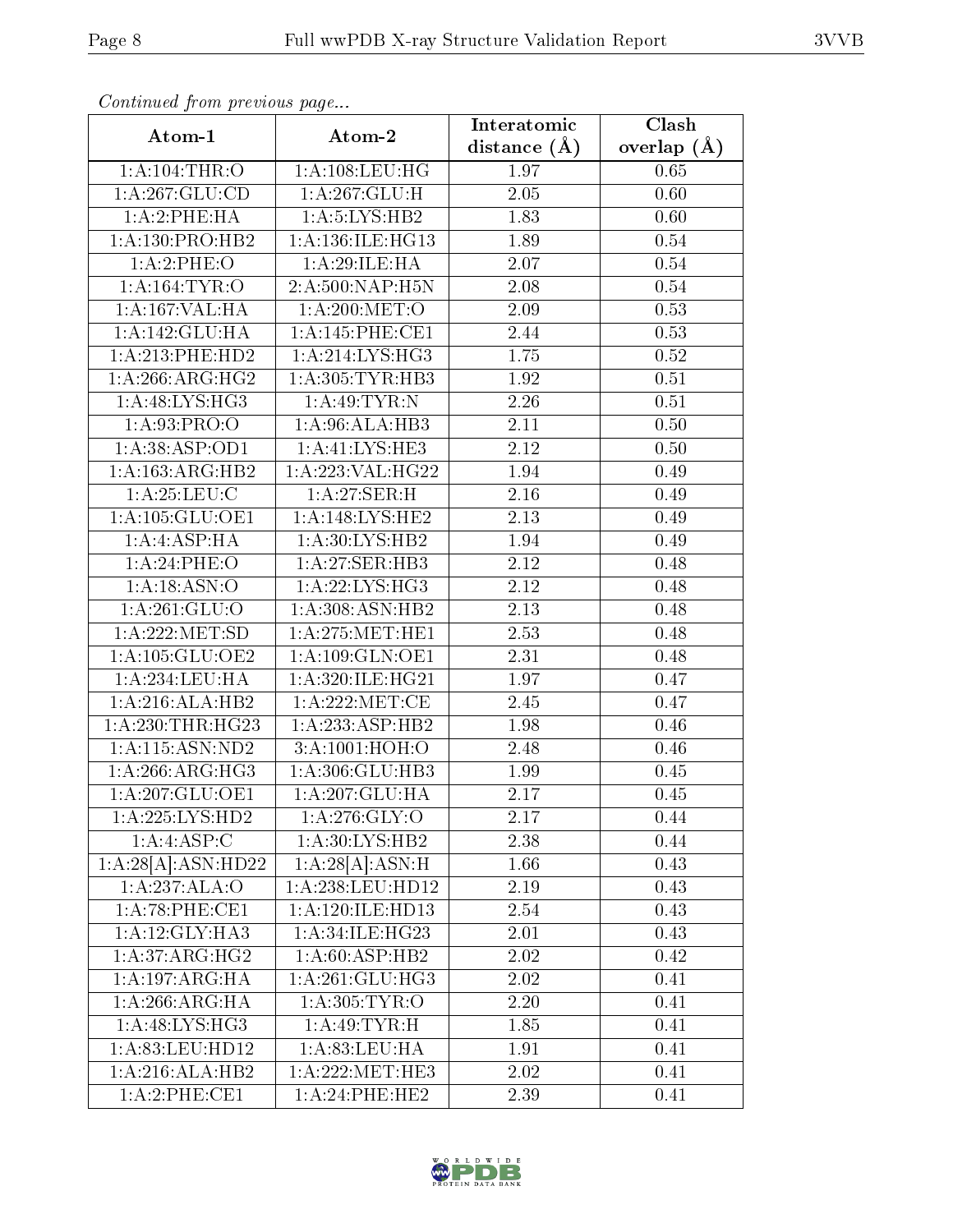*Continued from previous page...*

| Atom-1 | Atom-2 | Interatomic distance (Å) | Clash overlap (Å) |
|---|---|---|---|
| 1:A:104:THR:O | 1:A:108:LEU:HG | 1.97 | 0.65 |
| 1:A:267:GLU:CD | 1:A:267:GLU:H | 2.05 | 0.60 |
| 1:A:2:PHE:HA | 1:A:5:LYS:HB2 | 1.83 | 0.60 |
| 1:A:130:PRO:HB2 | 1:A:136:ILE:HG13 | 1.89 | 0.54 |
| 1:A:2:PHE:O | 1:A:29:ILE:HA | 2.07 | 0.54 |
| 1:A:164:TYR:O | 2:A:500:NAP:H5N | 2.08 | 0.54 |
| 1:A:167:VAL:HA | 1:A:200:MET:O | 2.09 | 0.53 |
| 1:A:142:GLU:HA | 1:A:145:PHE:CE1 | 2.44 | 0.53 |
| 1:A:213:PHE:HD2 | 1:A:214:LYS:HG3 | 1.75 | 0.52 |
| 1:A:266:ARG:HG2 | 1:A:305:TYR:HB3 | 1.92 | 0.51 |
| 1:A:48:LYS:HG3 | 1:A:49:TYR:N | 2.26 | 0.51 |
| 1:A:93:PRO:O | 1:A:96:ALA:HB3 | 2.11 | 0.50 |
| 1:A:38:ASP:OD1 | 1:A:41:LYS:HE3 | 2.12 | 0.50 |
| 1:A:163:ARG:HB2 | 1:A:223:VAL:HG22 | 1.94 | 0.49 |
| 1:A:25:LEU:C | 1:A:27:SER:H | 2.16 | 0.49 |
| 1:A:105:GLU:OE1 | 1:A:148:LYS:HE2 | 2.13 | 0.49 |
| 1:A:4:ASP:HA | 1:A:30:LYS:HB2 | 1.94 | 0.49 |
| 1:A:24:PHE:O | 1:A:27:SER:HB3 | 2.12 | 0.48 |
| 1:A:18:ASN:O | 1:A:22:LYS:HG3 | 2.12 | 0.48 |
| 1:A:261:GLU:O | 1:A:308:ASN:HB2 | 2.13 | 0.48 |
| 1:A:222:MET:SD | 1:A:275:MET:HE1 | 2.53 | 0.48 |
| 1:A:105:GLU:OE2 | 1:A:109:GLN:OE1 | 2.31 | 0.48 |
| 1:A:234:LEU:HA | 1:A:320:ILE:HG21 | 1.97 | 0.47 |
| 1:A:216:ALA:HB2 | 1:A:222:MET:CE | 2.45 | 0.47 |
| 1:A:230:THR:HG23 | 1:A:233:ASP:HB2 | 1.98 | 0.46 |
| 1:A:115:ASN:ND2 | 3:A:1001:HOH:O | 2.48 | 0.46 |
| 1:A:266:ARG:HG3 | 1:A:306:GLU:HB3 | 1.99 | 0.45 |
| 1:A:207:GLU:OE1 | 1:A:207:GLU:HA | 2.17 | 0.45 |
| 1:A:225:LYS:HD2 | 1:A:276:GLY:O | 2.17 | 0.44 |
| 1:A:4:ASP:C | 1:A:30:LYS:HB2 | 2.38 | 0.44 |
| 1:A:28[A]:ASN:HD22 | 1:A:28[A]:ASN:H | 1.66 | 0.43 |
| 1:A:237:ALA:O | 1:A:238:LEU:HD12 | 2.19 | 0.43 |
| 1:A:78:PHE:CE1 | 1:A:120:ILE:HD13 | 2.54 | 0.43 |
| 1:A:12:GLY:HA3 | 1:A:34:ILE:HG23 | 2.01 | 0.43 |
| 1:A:37:ARG:HG2 | 1:A:60:ASP:HB2 | 2.02 | 0.42 |
| 1:A:197:ARG:HA | 1:A:261:GLU:HG3 | 2.02 | 0.41 |
| 1:A:266:ARG:HA | 1:A:305:TYR:O | 2.20 | 0.41 |
| 1:A:48:LYS:HG3 | 1:A:49:TYR:H | 1.85 | 0.41 |
| 1:A:83:LEU:HD12 | 1:A:83:LEU:HA | 1.91 | 0.41 |
| 1:A:216:ALA:HB2 | 1:A:222:MET:HE3 | 2.02 | 0.41 |
| 1:A:2:PHE:CE1 | 1:A:24:PHE:HE2 | 2.39 | 0.41 |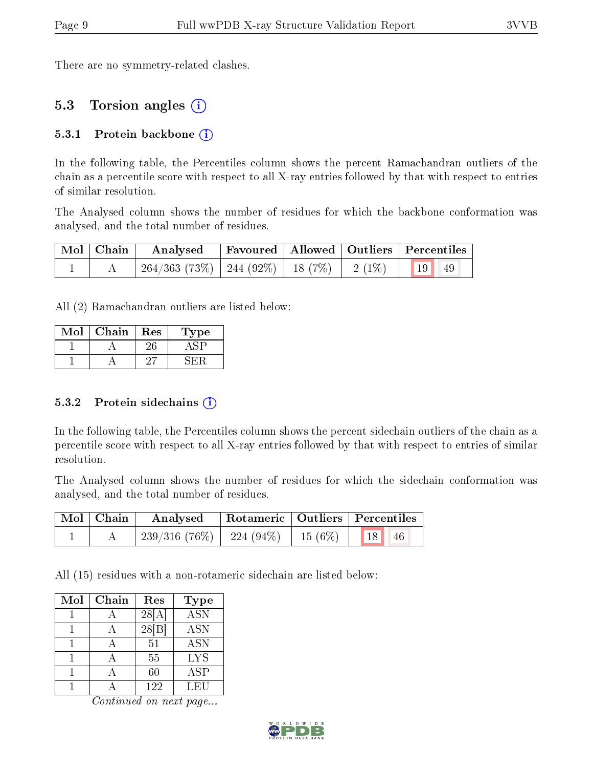There are no symmetry-related clashes.

## 5.3 Torsion angles

### 5.3.1 Protein backbone

In the following table, the Percentiles column shows the percent Ramachandran outliers of the chain as a percentile score with respect to all X-ray entries followed by that with respect to entries of similar resolution.

The Analysed column shows the number of residues for which the backbone conformation was analysed, and the total number of residues.

| Mol | Chain | Analysed | Favoured | Allowed | Outliers | Percentiles | |
|---|---|---|---|---|---|---|---|
| 1 | A | 264/363 (73%) | 244 (92%) | 18 (7%) | 2 (1%) | 19 | 49 |

All (2) Ramachandran outliers are listed below:

| Mol | Chain | Res | Type |
|---|---|---|---|
| 1 | A | 26 | ASP |
| 1 | A | 27 | SER |

### 5.3.2 Protein sidechains

In the following table, the Percentiles column shows the percent sidechain outliers of the chain as a percentile score with respect to all X-ray entries followed by that with respect to entries of similar resolution.

The Analysed column shows the number of residues for which the sidechain conformation was analysed, and the total number of residues.

| Mol | Chain | Analysed | Rotameric | Outliers | Percentiles | |
|---|---|---|---|---|---|---|
| 1 | A | 239/316 (76%) | 224 (94%) | 15 (6%) | 18 | 46 |

All (15) residues with a non-rotameric sidechain are listed below:

| Mol | Chain | Res | Type |
|---|---|---|---|
| 1 | A | 28[A] | ASN |
| 1 | A | 28[B] | ASN |
| 1 | A | 51 | ASN |
| 1 | A | 55 | LYS |
| 1 | A | 60 | ASP |
| 1 | A | 122 | LEU |

*Continued on next page...*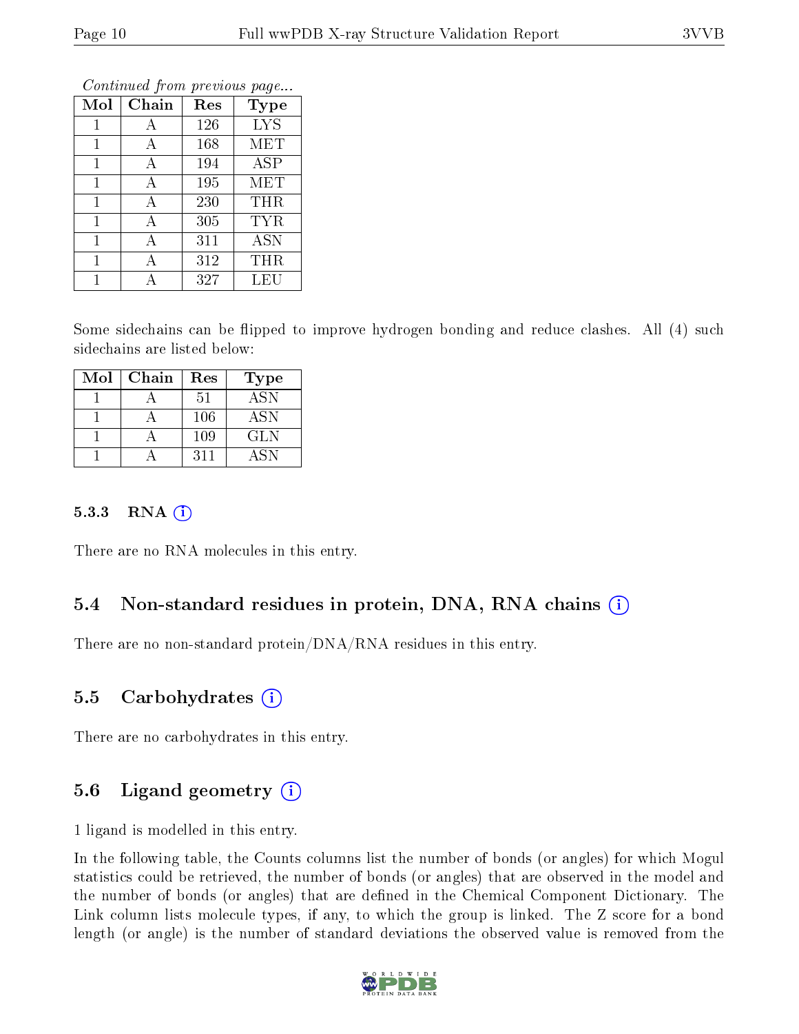*Continued from previous page...*

| Mol | Chain | Res | Type |
|---|---|---|---|
| 1 | A | 126 | LYS |
| 1 | A | 168 | MET |
| 1 | A | 194 | ASP |
| 1 | A | 195 | MET |
| 1 | A | 230 | THR |
| 1 | A | 305 | TYR |
| 1 | A | 311 | ASN |
| 1 | A | 312 | THR |
| 1 | A | 327 | LEU |

Some sidechains can be flipped to improve hydrogen bonding and reduce clashes. All (4) such sidechains are listed below:

| Mol | Chain | Res | Type |
|---|---|---|---|
| 1 | A | 51 | ASN |
| 1 | A | 106 | ASN |
| 1 | A | 109 | GLN |
| 1 | A | 311 | ASN |

### 5.3.3 RNA

There are no RNA molecules in this entry.

## 5.4 Non-standard residues in protein, DNA, RNA chains

There are no non-standard protein/DNA/RNA residues in this entry.

## 5.5 Carbohydrates

There are no carbohydrates in this entry.

## 5.6 Ligand geometry

1 ligand is modelled in this entry.

In the following table, the Counts columns list the number of bonds (or angles) for which Mogul statistics could be retrieved, the number of bonds (or angles) that are observed in the model and the number of bonds (or angles) that are defined in the Chemical Component Dictionary. The Link column lists molecule types, if any, to which the group is linked. The Z score for a bond length (or angle) is the number of standard deviations the observed value is removed from the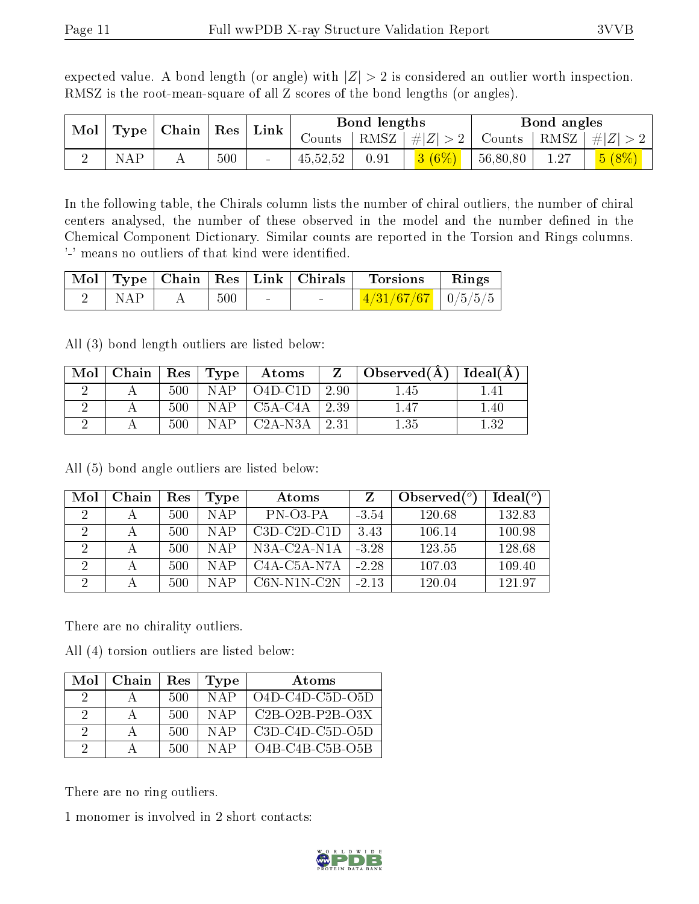expected value. A bond length (or angle) with $|Z| > 2$ is considered an outlier worth inspection. RMSZ is the root-mean-square of all Z scores of the bond lengths (or angles).

| Mol | Type | Chain | Res | Link | Bond lengths | | | Bond angles | | |
|---|---|---|---|---|---|---|---|---|---|---|
| | | | | | Counts | RMSZ | #\|Z\| > 2 | Counts | RMSZ | #\|Z\| > 2 |
| 2 | NAP | A | 500 | - | 45,52,52 | 0.91 | 3 (6%) | 56,80,80 | 1.27 | 5 (8%) |

In the following table, the Chirals column lists the number of chiral outliers, the number of chiral centers analysed, the number of these observed in the model and the number defined in the Chemical Component Dictionary. Similar counts are reported in the Torsion and Rings columns. '-' means no outliers of that kind were identified.

| Mol | Type | Chain | Res | Link | Chirals | Torsions | Rings |
|---|---|---|---|---|---|---|---|
| 2 | NAP | A | 500 | - | - | 4/31/67/67 | 0/5/5/5 |

All (3) bond length outliers are listed below:

| Mol | Chain | Res | Type | Atoms | Z | Observed(Å) | Ideal(Å) |
|---|---|---|---|---|---|---|---|
| 2 | A | 500 | NAP | O4D-C1D | 2.90 | 1.45 | 1.41 |
| 2 | A | 500 | NAP | C5A-C4A | 2.39 | 1.47 | 1.40 |
| 2 | A | 500 | NAP | C2A-N3A | 2.31 | 1.35 | 1.32 |

All (5) bond angle outliers are listed below:

| Mol | Chain | Res | Type | Atoms | Z | Observed($^o$) | Ideal($^o$) |
|---|---|---|---|---|---|---|---|
| 2 | A | 500 | NAP | PN-O3-PA | -3.54 | 120.68 | 132.83 |
| 2 | A | 500 | NAP | C3D-C2D-C1D | 3.43 | 106.14 | 100.98 |
| 2 | A | 500 | NAP | N3A-C2A-N1A | -3.28 | 123.55 | 128.68 |
| 2 | A | 500 | NAP | C4A-C5A-N7A | -2.28 | 107.03 | 109.40 |
| 2 | A | 500 | NAP | C6N-N1N-C2N | -2.13 | 120.04 | 121.97 |

There are no chirality outliers.

All (4) torsion outliers are listed below:

| Mol | Chain | Res | Type | Atoms |
|---|---|---|---|---|
| 2 | A | 500 | NAP | O4D-C4D-C5D-O5D |
| 2 | A | 500 | NAP | C2B-O2B-P2B-O3X |
| 2 | A | 500 | NAP | C3D-C4D-C5D-O5D |
| 2 | A | 500 | NAP | O4B-C4B-C5B-O5B |

There are no ring outliers.

1 monomer is involved in 2 short contacts: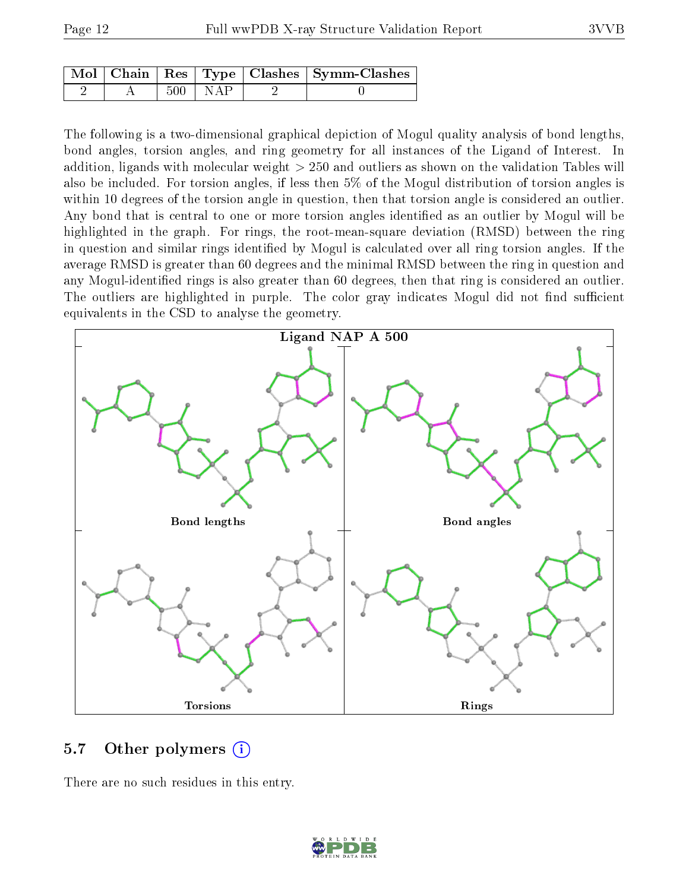| Mol | Chain | Res | Type | Clashes | Symm-Clashes |
|---|---|---|---|---|---|
| 2 | A | 500 | NAP | 2 | 0 |

The following is a two-dimensional graphical depiction of Mogul quality analysis of bond lengths, bond angles, torsion angles, and ring geometry for all instances of the Ligand of Interest. In addition, ligands with molecular weight > 250 and outliers as shown on the validation Tables will also be included. For torsion angles, if less then 5% of the Mogul distribution of torsion angles is within 10 degrees of the torsion angle in question, then that torsion angle is considered an outlier. Any bond that is central to one or more torsion angles identified as an outlier by Mogul will be highlighted in the graph. For rings, the root-mean-square deviation (RMSD) between the ring in question and similar rings identified by Mogul is calculated over all ring torsion angles. If the average RMSD is greater than 60 degrees and the minimal RMSD between the ring in question and any Mogul-identified rings is also greater than 60 degrees, then that ring is considered an outlier. The outliers are highlighted in purple. The color gray indicates Mogul did not find sufficient equivalents in the CSD to analyse the geometry.

Ligand NAP A 500

Bond lengths

Bond angles

Torsions

Rings

## 5.7 Other polymers

There are no such residues in this entry.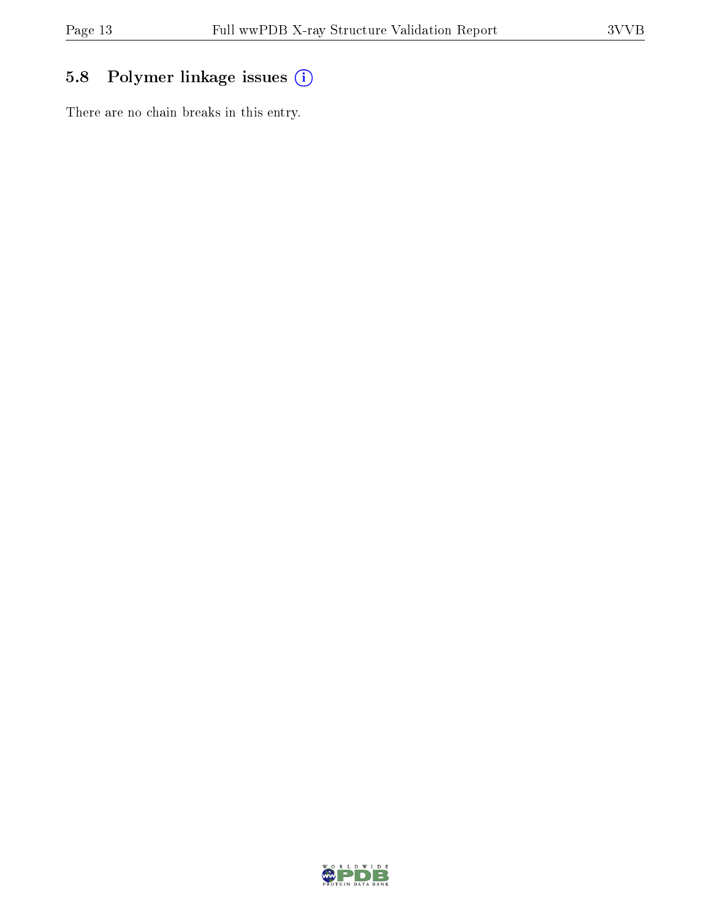### 5.8 Polymer linkage issues

There are no chain breaks in this entry.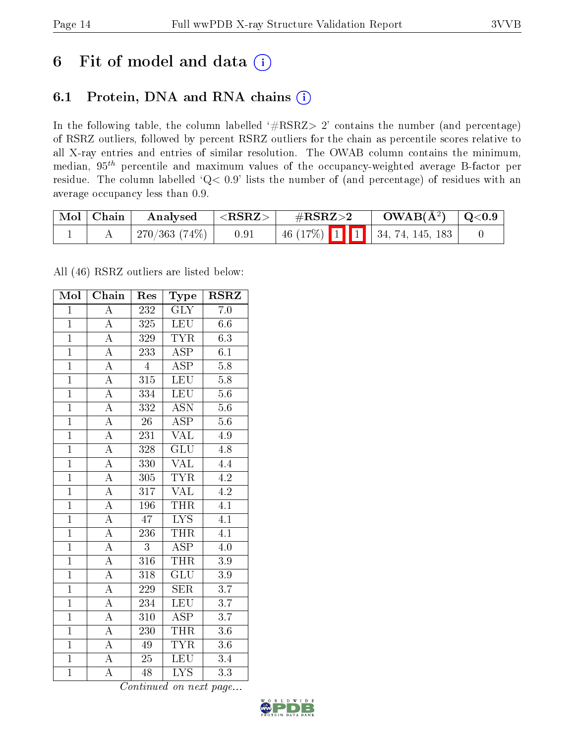# 6 Fit of model and data

## 6.1 Protein, DNA and RNA chains

In the following table, the column labelled '#RSRZ> 2' contains the number (and percentage) of RSRZ outliers, followed by percent RSRZ outliers for the chain as percentile scores relative to all X-ray entries and entries of similar resolution. The OWAB column contains the minimum, median, $95^{th}$ percentile and maximum values of the occupancy-weighted average B-factor per residue. The column labelled 'Q< 0.9' lists the number of (and percentage) of residues with an average occupancy less than 0.9.

| Mol | Chain | Analysed | <RSRZ> | #RSRZ>2 | OWAB(Å$^2$) | Q<0.9 |
|---|---|---|---|---|---|---|
| 1 | A | 270/363 (74%) | 0.91 | 46 (17%) 1 1 | 34, 74, 145, 183 | 0 |

All (46) RSRZ outliers are listed below:

| Mol | Chain | Res | Type | RSRZ |
|---|---|---|---|---|
| 1 | A | 232 | GLY | 7.0 |
| 1 | A | 325 | LEU | 6.6 |
| 1 | A | 329 | TYR | 6.3 |
| 1 | A | 233 | ASP | 6.1 |
| 1 | A | 4 | ASP | 5.8 |
| 1 | A | 315 | LEU | 5.8 |
| 1 | A | 334 | LEU | 5.6 |
| 1 | A | 332 | ASN | 5.6 |
| 1 | A | 26 | ASP | 5.6 |
| 1 | A | 231 | VAL | 4.9 |
| 1 | A | 328 | GLU | 4.8 |
| 1 | A | 330 | VAL | 4.4 |
| 1 | A | 305 | TYR | 4.2 |
| 1 | A | 317 | VAL | 4.2 |
| 1 | A | 196 | THR | 4.1 |
| 1 | A | 47 | LYS | 4.1 |
| 1 | A | 236 | THR | 4.1 |
| 1 | A | 3 | ASP | 4.0 |
| 1 | A | 316 | THR | 3.9 |
| 1 | A | 318 | GLU | 3.9 |
| 1 | A | 229 | SER | 3.7 |
| 1 | A | 234 | LEU | 3.7 |
| 1 | A | 310 | ASP | 3.7 |
| 1 | A | 230 | THR | 3.6 |
| 1 | A | 49 | TYR | 3.6 |
| 1 | A | 25 | LEU | 3.4 |
| 1 | A | 48 | LYS | 3.3 |

*Continued on next page...*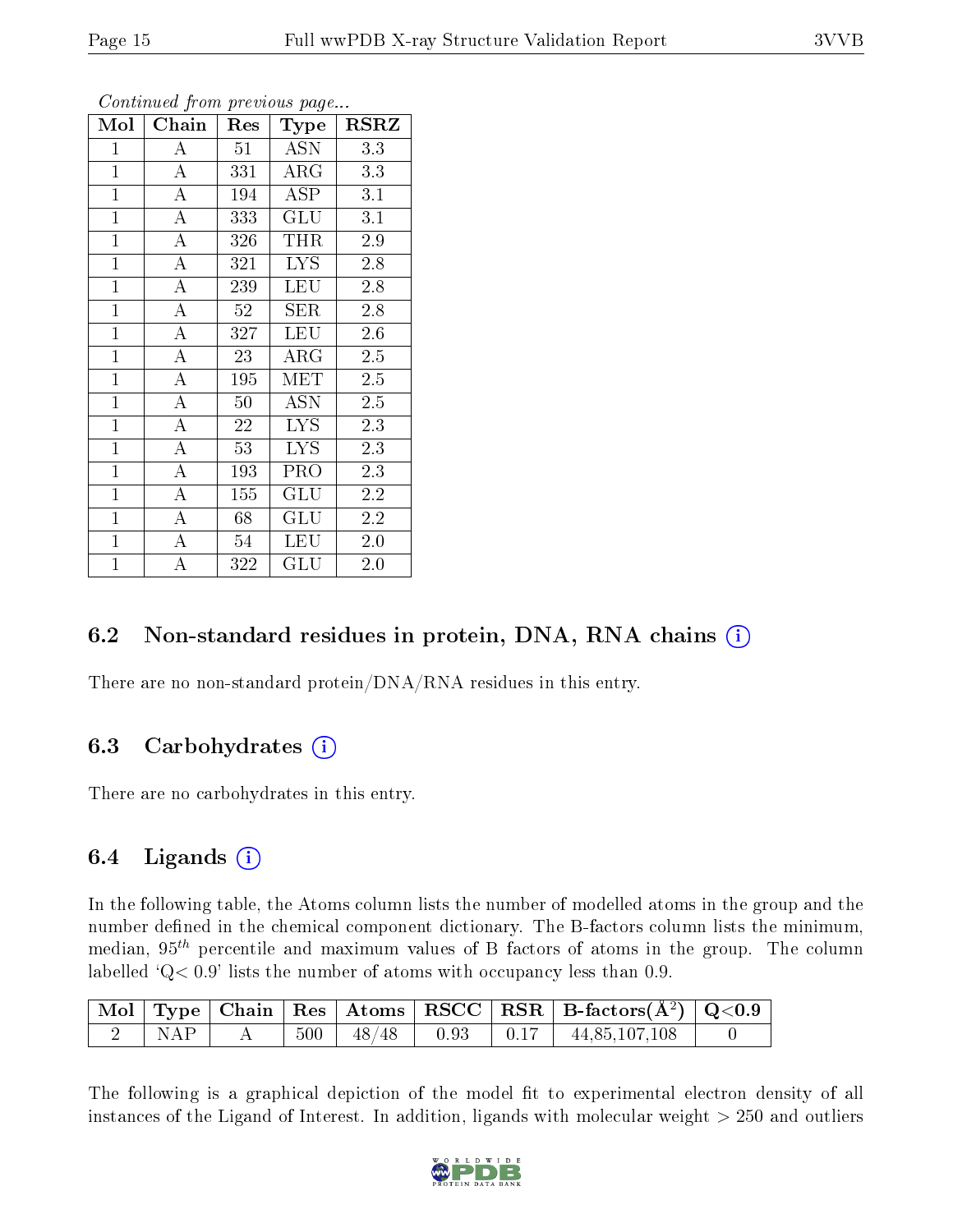*Continued from previous page...*

| Mol | Chain | Res | Type | RSRZ |
|---|---|---|---|---|
| 1 | A | 51 | ASN | 3.3 |
| 1 | A | 331 | ARG | 3.3 |
| 1 | A | 194 | ASP | 3.1 |
| 1 | A | 333 | GLU | 3.1 |
| 1 | A | 326 | THR | 2.9 |
| 1 | A | 321 | LYS | 2.8 |
| 1 | A | 239 | LEU | 2.8 |
| 1 | A | 52 | SER | 2.8 |
| 1 | A | 327 | LEU | 2.6 |
| 1 | A | 23 | ARG | 2.5 |
| 1 | A | 195 | MET | 2.5 |
| 1 | A | 50 | ASN | 2.5 |
| 1 | A | 22 | LYS | 2.3 |
| 1 | A | 53 | LYS | 2.3 |
| 1 | A | 193 | PRO | 2.3 |
| 1 | A | 155 | GLU | 2.2 |
| 1 | A | 68 | GLU | 2.2 |
| 1 | A | 54 | LEU | 2.0 |
| 1 | A | 322 | GLU | 2.0 |

## 6.2 Non-standard residues in protein, DNA, RNA chains

There are no non-standard protein/DNA/RNA residues in this entry.

## 6.3 Carbohydrates

There are no carbohydrates in this entry.

## 6.4 Ligands

In the following table, the Atoms column lists the number of modelled atoms in the group and the number defined in the chemical component dictionary. The B-factors column lists the minimum, median, $95^{th}$ percentile and maximum values of B factors of atoms in the group. The column labelled 'Q< 0.9' lists the number of atoms with occupancy less than 0.9.

| Mol | Type | Chain | Res | Atoms | RSCC | RSR | B-factors($Å^2$) | Q<0.9 |
|---|---|---|---|---|---|---|---|---|
| 2 | NAP | A | 500 | 48/48 | 0.93 | 0.17 | 44,85,107,108 | 0 |

The following is a graphical depiction of the model fit to experimental electron density of all instances of the Ligand of Interest. In addition, ligands with molecular weight > 250 and outliers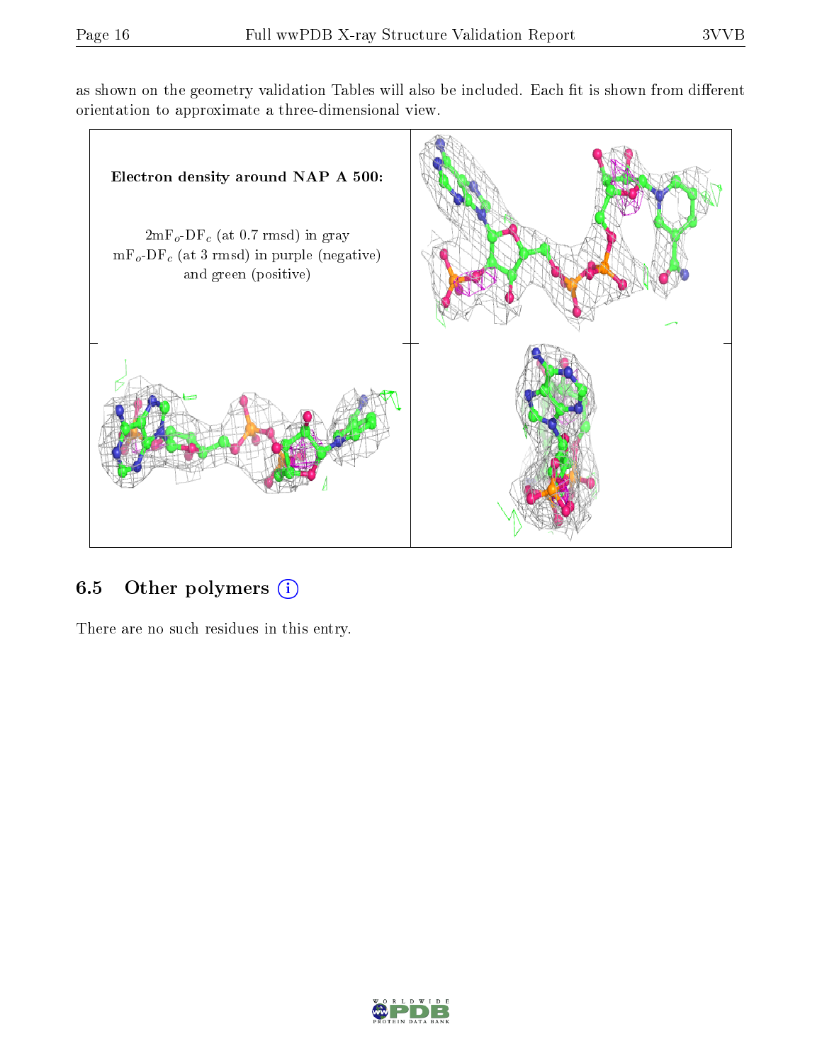as shown on the geometry validation Tables will also be included. Each fit is shown from different orientation to approximate a three-dimensional view.

**Electron density around NAP A 500:**

$2mF_o$-$DF_c$ (at 0.7 rmsd) in gray
$mF_o$-$DF_c$ (at 3 rmsd) in purple (negative)
and green (positive)

## 6.5 Other polymers

There are no such residues in this entry.